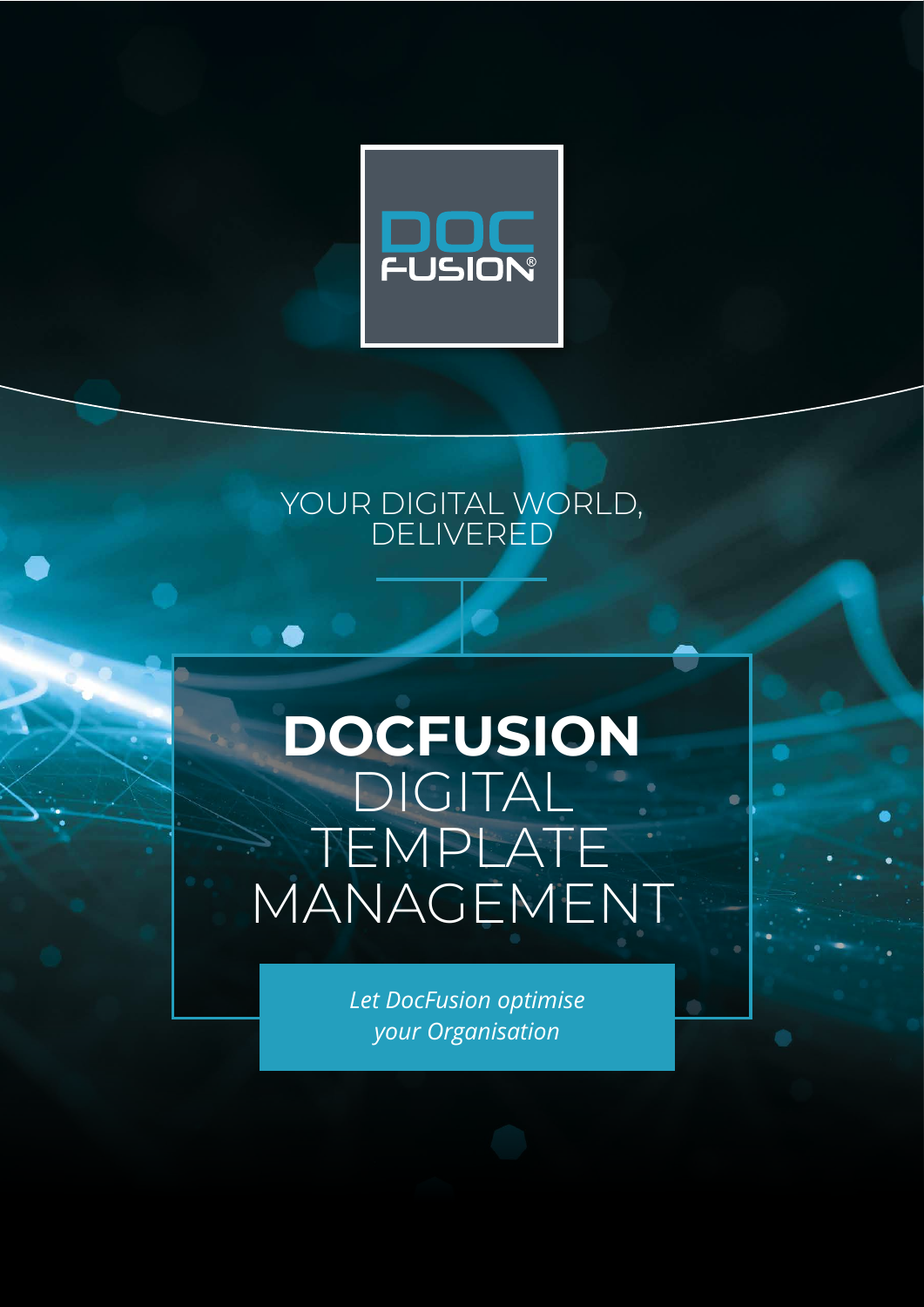DOC FUSION®

YOUR DIGITAL WORLD, DELIVERED

# DOCFUSION DIGITAL TEMPLATE MANAGEMENT

*Let DocFusion optimise your Organisation*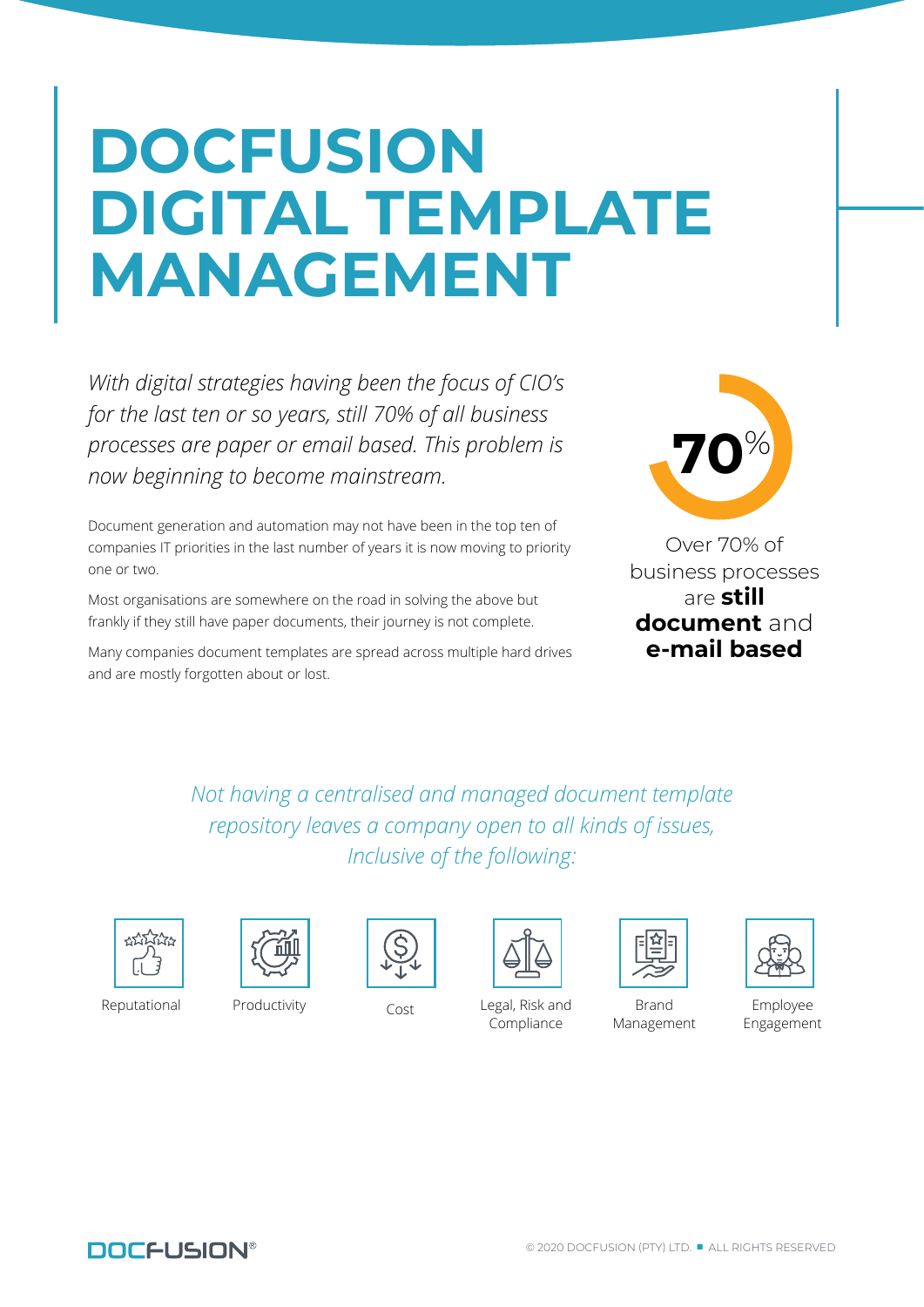# DOCFUSION DIGITAL TEMPLATE MANAGEMENT

*With digital strategies having been the focus of CIO's for the last ten or so years, still 70% of all business processes are paper or email based. This problem is now beginning to become mainstream.*

Document generation and automation may not have been in the top ten of companies IT priorities in the last number of years it is now moving to priority one or two.

Most organisations are somewhere on the road in solving the above but frankly if they still have paper documents, their journey is not complete.

Many companies document templates are spread across multiple hard drives and are mostly forgotten about or lost.

**70**%

Over 70% of business processes are **still document** and **e-mail based**

*Not having a centralised and managed document template repository leaves a company open to all kinds of issues, Inclusive of the following:*

- Reputational
- Productivity
- Cost
- Legal, Risk and Compliance
- Brand Management
- Employee Engagement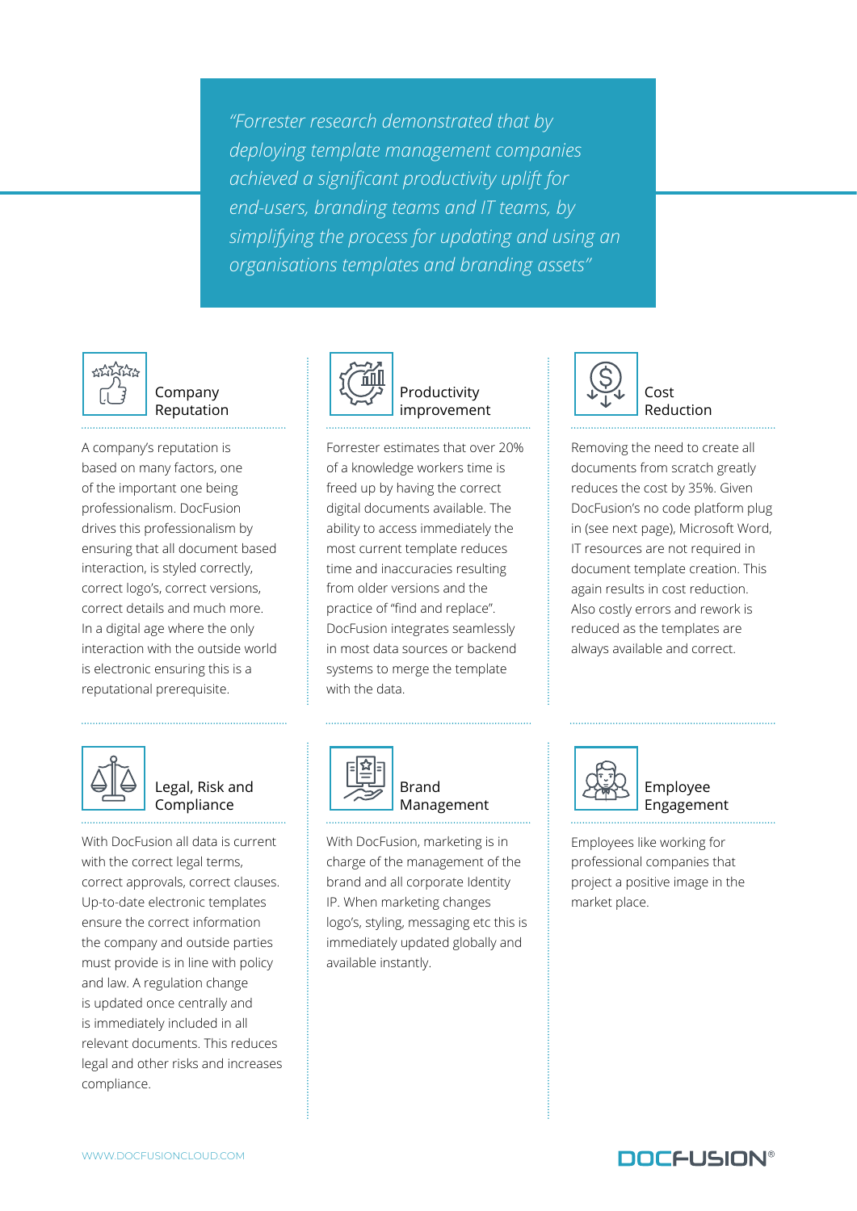*"Forrester research demonstrated that by deploying template management companies achieved a significant productivity uplift for end-users, branding teams and IT teams, by simplifying the process for updating and using an organisations templates and branding assets"*

## Company Reputation

A company's reputation is based on many factors, one of the important one being professionalism. DocFusion drives this professionalism by ensuring that all document based interaction, is styled correctly, correct logo's, correct versions, correct details and much more. In a digital age where the only interaction with the outside world is electronic ensuring this is a reputational prerequisite.

## Productivity improvement

Forrester estimates that over 20% of a knowledge workers time is freed up by having the correct digital documents available. The ability to access immediately the most current template reduces time and inaccuracies resulting from older versions and the practice of "find and replace". DocFusion integrates seamlessly in most data sources or backend systems to merge the template with the data.

## Cost Reduction

Removing the need to create all documents from scratch greatly reduces the cost by 35%. Given DocFusion's no code platform plug in (see next page), Microsoft Word, IT resources are not required in document template creation. This again results in cost reduction. Also costly errors and rework is reduced as the templates are always available and correct.

## Legal, Risk and Compliance

With DocFusion all data is current with the correct legal terms, correct approvals, correct clauses. Up-to-date electronic templates ensure the correct information the company and outside parties must provide is in line with policy and law. A regulation change is updated once centrally and is immediately included in all relevant documents. This reduces legal and other risks and increases compliance.

## Brand Management

With DocFusion, marketing is in charge of the management of the brand and all corporate Identity IP. When marketing changes logo's, styling, messaging etc this is immediately updated globally and available instantly.

## Employee Engagement

Employees like working for professional companies that project a positive image in the market place.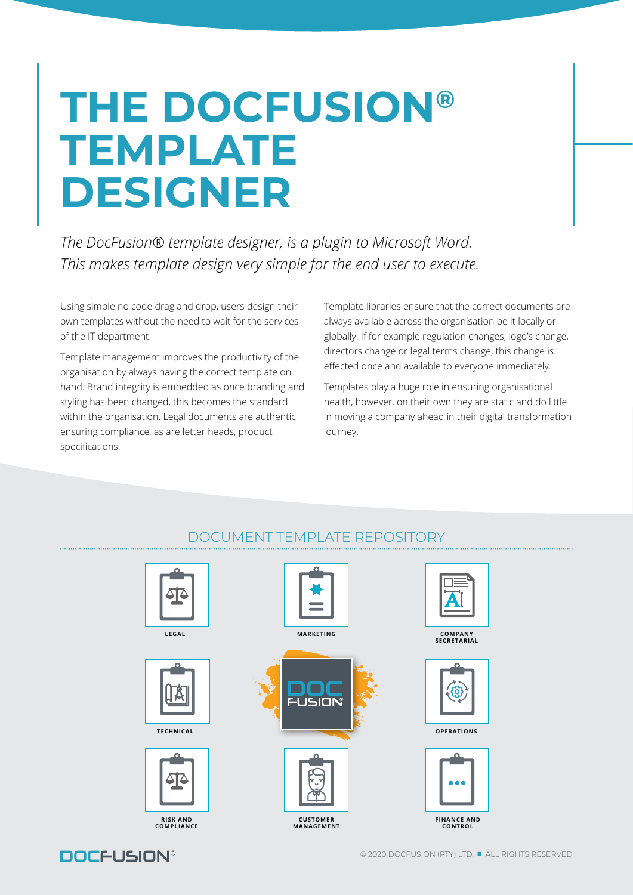# THE DOCFUSION® TEMPLATE DESIGNER

*The DocFusion® template designer, is a plugin to Microsoft Word. This makes template design very simple for the end user to execute.*

Using simple no code drag and drop, users design their own templates without the need to wait for the services of the IT department.

Template management improves the productivity of the organisation by always having the correct template on hand. Brand integrity is embedded as once branding and styling has been changed, this becomes the standard within the organisation. Legal documents are authentic ensuring compliance, as are letter heads, product specifications.

Template libraries ensure that the correct documents are always available across the organisation be it locally or globally. If for example regulation changes, logo's change, directors change or legal terms change, this change is effected once and available to everyone immediately.

Templates play a huge role in ensuring organisational health, however, on their own they are static and do little in moving a company ahead in their digital transformation journey.

## DOCUMENT TEMPLATE REPOSITORY

LEGAL

MARKETING

COMPANY SECRETARIAL

TECHNICAL

DOC FUSION®

OPERATIONS

RISK AND COMPLIANCE

CUSTOMER MANAGEMENT

FINANCE AND CONTROL

DOCFUSION®

© 2020 DOCFUSION (PTY) LTD. ■ ALL RIGHTS RESERVED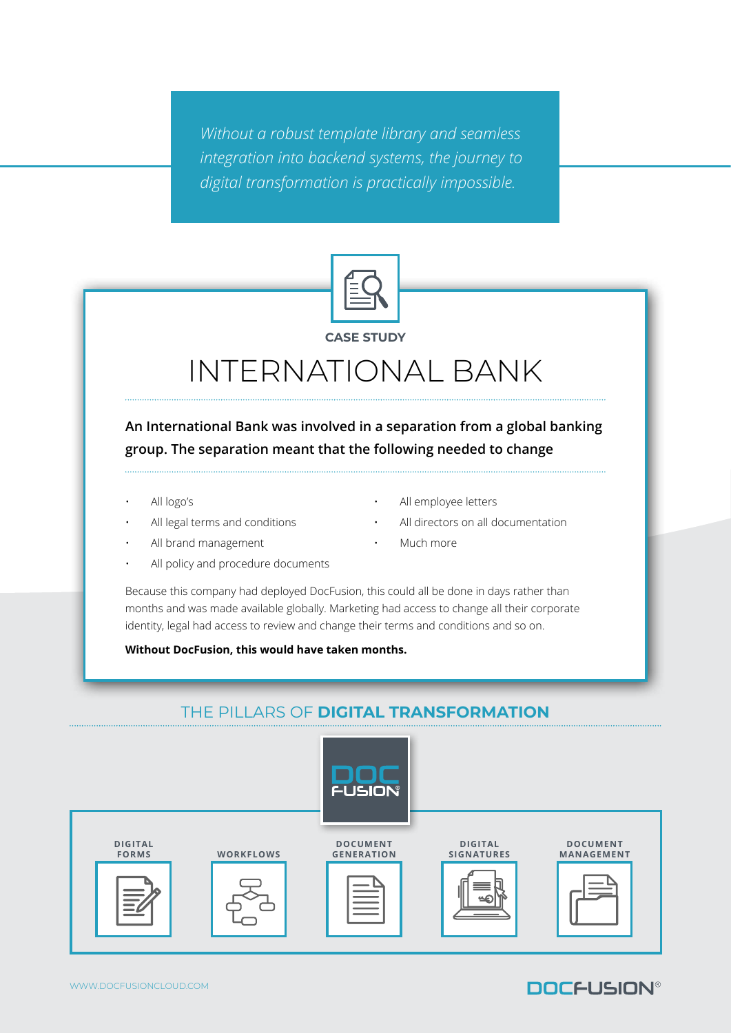*Without a robust template library and seamless integration into backend systems, the journey to digital transformation is practically impossible.*

**CASE STUDY**

# INTERNATIONAL BANK

**An International Bank was involved in a separation from a global banking group. The separation meant that the following needed to change**

- All logo's
- All legal terms and conditions
- All brand management
- All policy and procedure documents
- All employee letters
- All directors on all documentation
- Much more

Because this company had deployed DocFusion, this could all be done in days rather than months and was made available globally. Marketing had access to change all their corporate identity, legal had access to review and change their terms and conditions and so on.

**Without DocFusion, this would have taken months.**

## THE PILLARS OF **DIGITAL TRANSFORMATION**

DOC FUSION®

- DIGITAL FORMS
- WORKFLOWS
- DOCUMENT GENERATION
- DIGITAL SIGNATURES
- DOCUMENT MANAGEMENT

WWW.DOCFUSIONCLOUD.COM

DOCFUSION®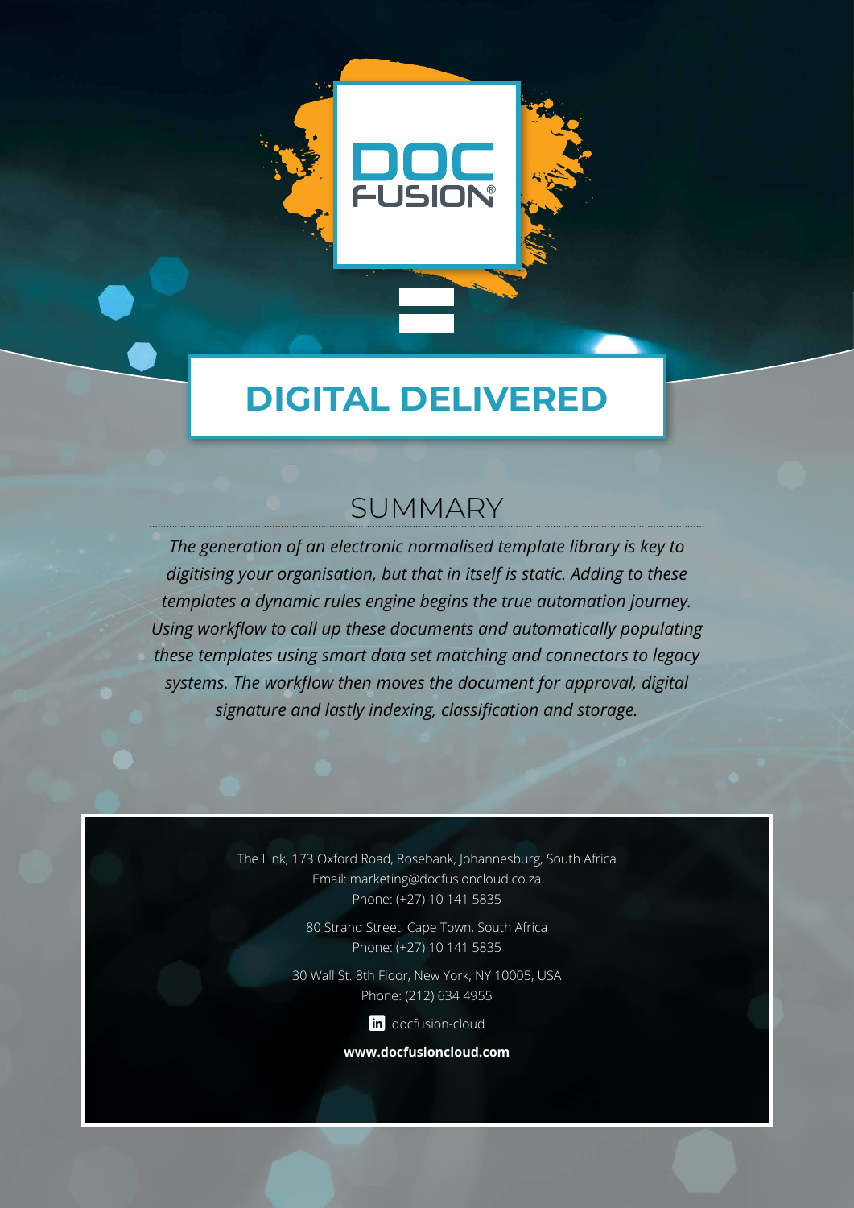DOC FUSION®

# DIGITAL DELIVERED

## SUMMARY

*The generation of an electronic normalised template library is key to digitising your organisation, but that in itself is static. Adding to these templates a dynamic rules engine begins the true automation journey. Using workflow to call up these documents and automatically populating these templates using smart data set matching and connectors to legacy systems. The workflow then moves the document for approval, digital signature and lastly indexing, classification and storage.*

The Link, 173 Oxford Road, Rosebank, Johannesburg, South Africa
Email: marketing@docfusioncloud.co.za
Phone: (+27) 10 141 5835

80 Strand Street, Cape Town, South Africa
Phone: (+27) 10 141 5835

30 Wall St. 8th Floor, New York, NY 10005, USA
Phone: (212) 634 4955

docfusion-cloud

**www.docfusioncloud.com**